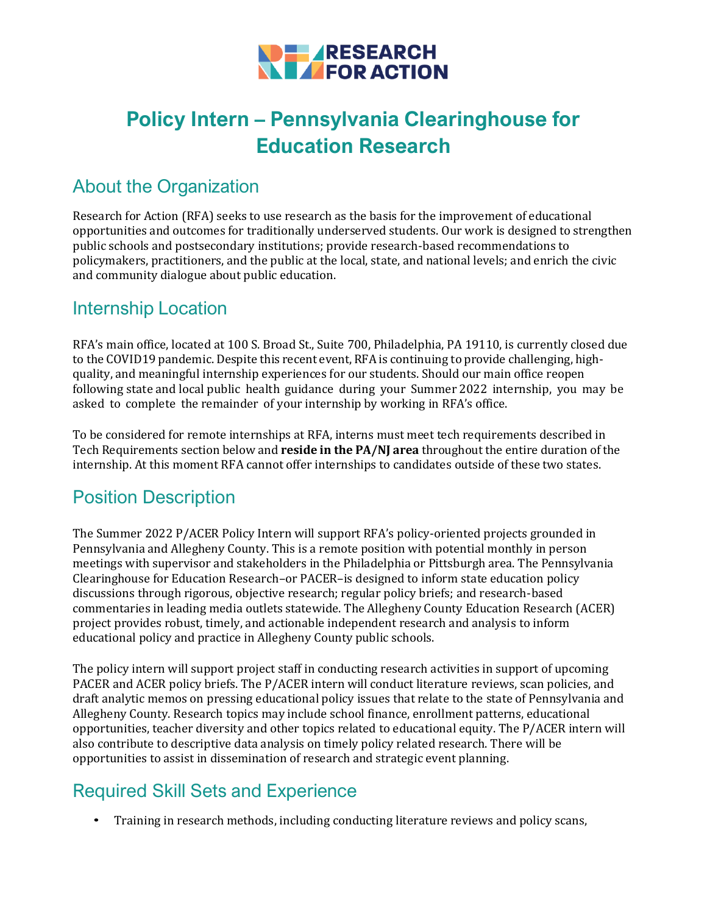RESEARCH FOR ACTION

# Policy Intern – Pennsylvania Clearinghouse for Education Research

## About the Organization

Research for Action (RFA) seeks to use research as the basis for the improvement of educational opportunities and outcomes for traditionally underserved students. Our work is designed to strengthen public schools and postsecondary institutions; provide research-based recommendations to policymakers, practitioners, and the public at the local, state, and national levels; and enrich the civic and community dialogue about public education.

## Internship Location

RFA's main office, located at 100 S. Broad St., Suite 700, Philadelphia, PA 19110, is currently closed due to the COVID19 pandemic. Despite this recent event, RFA is continuing to provide challenging, high-quality, and meaningful internship experiences for our students. Should our main office reopen following state and local public health guidance during your Summer 2022 internship, you may be asked to complete the remainder of your internship by working in RFA's office.

To be considered for remote internships at RFA, interns must meet tech requirements described in Tech Requirements section below and **reside in the PA/NJ area** throughout the entire duration of the internship. At this moment RFA cannot offer internships to candidates outside of these two states.

## Position Description

The Summer 2022 P/ACER Policy Intern will support RFA's policy-oriented projects grounded in Pennsylvania and Allegheny County. This is a remote position with potential monthly in person meetings with supervisor and stakeholders in the Philadelphia or Pittsburgh area. The Pennsylvania Clearinghouse for Education Research–or PACER–is designed to inform state education policy discussions through rigorous, objective research; regular policy briefs; and research-based commentaries in leading media outlets statewide. The Allegheny County Education Research (ACER) project provides robust, timely, and actionable independent research and analysis to inform educational policy and practice in Allegheny County public schools.

The policy intern will support project staff in conducting research activities in support of upcoming PACER and ACER policy briefs. The P/ACER intern will conduct literature reviews, scan policies, and draft analytic memos on pressing educational policy issues that relate to the state of Pennsylvania and Allegheny County. Research topics may include school finance, enrollment patterns, educational opportunities, teacher diversity and other topics related to educational equity. The P/ACER intern will also contribute to descriptive data analysis on timely policy related research. There will be opportunities to assist in dissemination of research and strategic event planning.

## Required Skill Sets and Experience

- Training in research methods, including conducting literature reviews and policy scans,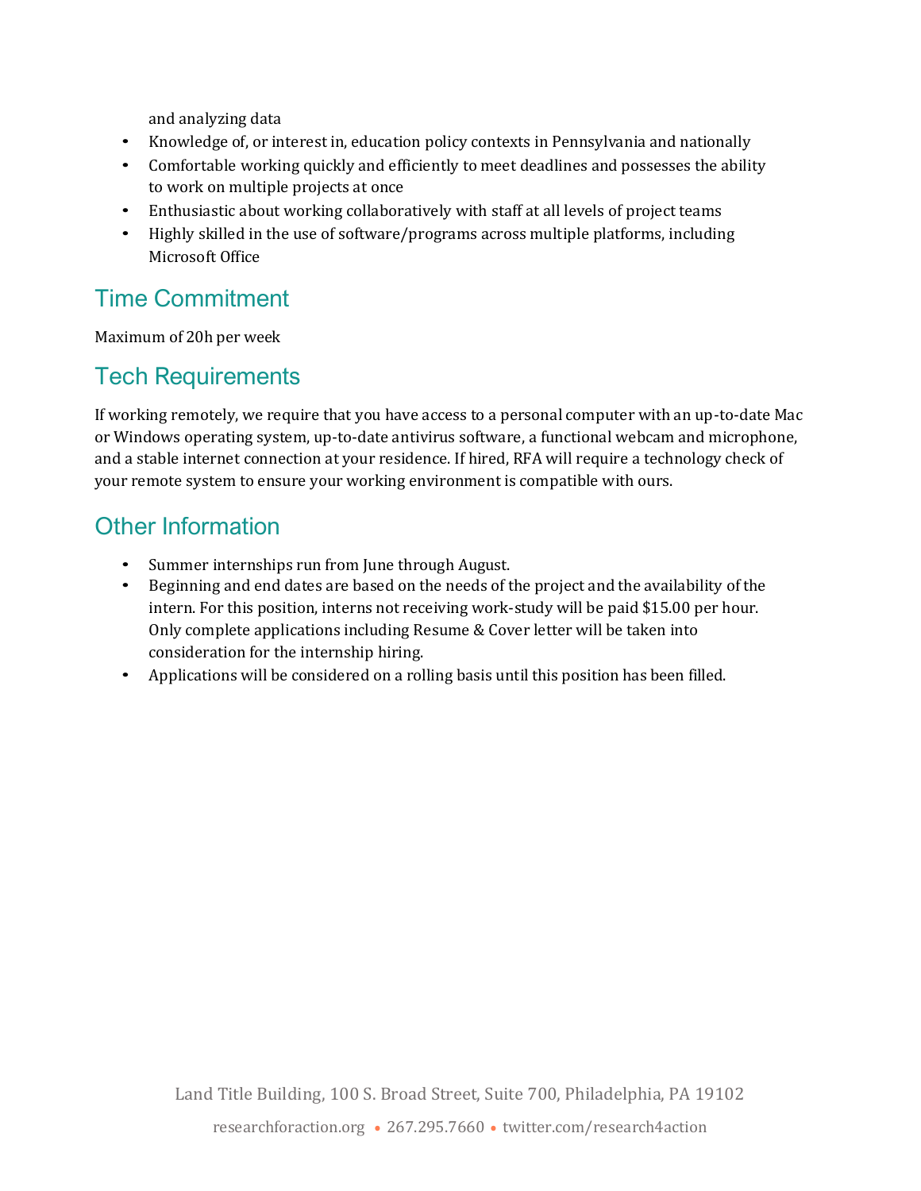and analyzing data

- Knowledge of, or interest in, education policy contexts in Pennsylvania and nationally
- Comfortable working quickly and efficiently to meet deadlines and possesses the ability to work on multiple projects at once
- Enthusiastic about working collaboratively with staff at all levels of project teams
- Highly skilled in the use of software/programs across multiple platforms, including Microsoft Office

## Time Commitment

Maximum of 20h per week

## Tech Requirements

If working remotely, we require that you have access to a personal computer with an up-to-date Mac or Windows operating system, up-to-date antivirus software, a functional webcam and microphone, and a stable internet connection at your residence. If hired, RFA will require a technology check of your remote system to ensure your working environment is compatible with ours.

## Other Information

- Summer internships run from June through August.
- Beginning and end dates are based on the needs of the project and the availability of the intern. For this position, interns not receiving work-study will be paid $15.00 per hour. Only complete applications including Resume & Cover letter will be taken into consideration for the internship hiring.
- Applications will be considered on a rolling basis until this position has been filled.

Land Title Building, 100 S. Broad Street, Suite 700, Philadelphia, PA 19102

researchforaction.org • 267.295.7660 • twitter.com/research4action